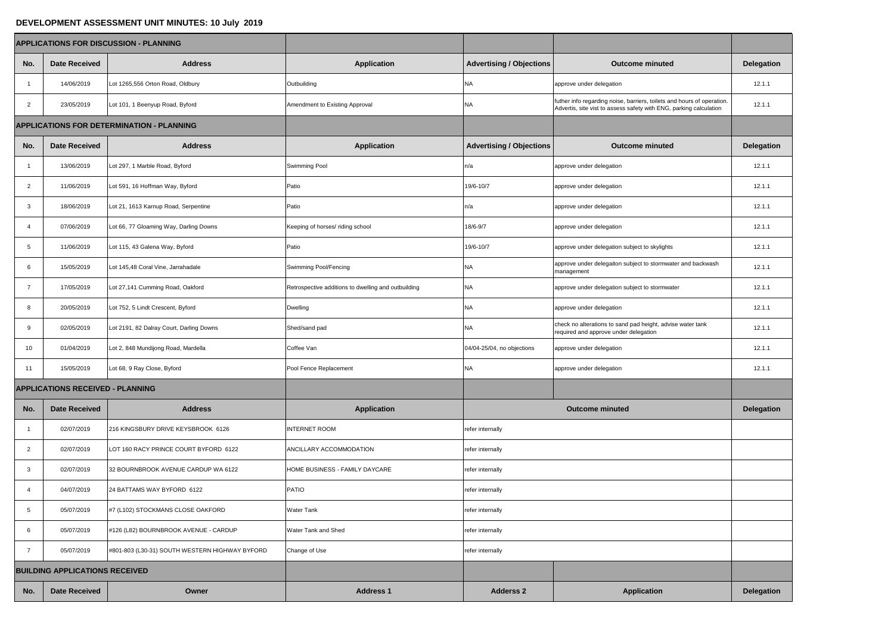# DEVELOPMENT ASSESSMENT UNIT MINUTES: 10 July 2019

**APPLICATIONS FOR DISCUSSION - PLANNING**

| No. | Date Received | Address | Application | Advertising / Objections | Outcome minuted | Delegation |
|---|---|---|---|---|---|---|
| 1 | 14/06/2019 | Lot 1265,556 Orton Road, Oldbury | Outbuilding | NA | approve under delegation | 12.1.1 |
| 2 | 23/05/2019 | Lot 101, 1 Beenyup Road, Byford | Amendment to Existing Approval | NA | futher info regarding noise, barriers, toilets and hours of operation. Advertis, site vist to assess safety with ENG, parking calculation | 12.1.1 |

**APPLICATIONS FOR DETERMINATION - PLANNING**

| No. | Date Received | Address | Application | Advertising / Objections | Outcome minuted | Delegation |
|---|---|---|---|---|---|---|
| 1 | 13/06/2019 | Lot 297, 1 Marble Road, Byford | Swimming Pool | n/a | approve under delegation | 12.1.1 |
| 2 | 11/06/2019 | Lot 591, 16 Hoffman Way, Byford | Patio | 19/6-10/7 | approve under delegation | 12.1.1 |
| 3 | 18/06/2019 | Lot 21, 1613 Karnup Road, Serpentine | Patio | n/a | approve under delegation | 12.1.1 |
| 4 | 07/06/2019 | Lot 66, 77 Gloaming Way, Darling Downs | Keeping of horses/ riding school | 18/6-9/7 | approve under delegation | 12.1.1 |
| 5 | 11/06/2019 | Lot 115, 43 Galena Way, Byford | Patio | 19/6-10/7 | approve under delegation subject to skylights | 12.1.1 |
| 6 | 15/05/2019 | Lot 145,48 Coral Vine, Jarrahadale | Swimming Pool/Fencing | NA | approve under delegaiton subject to stormwater and backwash management | 12.1.1 |
| 7 | 17/05/2019 | Lot 27,141 Cumming Road, Oakford | Retrospective additions to dwelling and outbuilding | NA | approve under delegation subject to stormwater | 12.1.1 |
| 8 | 20/05/2019 | Lot 752, 5 Lindt Crescent, Byford | Dwelling | NA | approve under delegation | 12.1.1 |
| 9 | 02/05/2019 | Lot 2191, 82 Dalray Court, Darling Downs | Shed/sand pad | NA | check no alterations to sand pad height, advise water tank required and approve under delegation | 12.1.1 |
| 10 | 01/04/2019 | Lot 2, 848 Mundijong Road, Mardella | Coffee Van | 04/04-25/04, no objections | approve under delegation | 12.1.1 |
| 11 | 15/05/2019 | Lot 68, 9 Ray Close, Byford | Pool Fence Replacement | NA | approve under delegation | 12.1.1 |

**APPLICATIONS RECEIVED - PLANNING**

| No. | Date Received | Address | Application | Outcome minuted | Delegation |
|---|---|---|---|---|---|
| 1 | 02/07/2019 | 216 KINGSBURY DRIVE KEYSBROOK 6126 | INTERNET ROOM | refer internally | |
| 2 | 02/07/2019 | LOT 160 RACY PRINCE COURT BYFORD 6122 | ANCILLARY ACCOMMODATION | refer internally | |
| 3 | 02/07/2019 | 32 BOURNBROOK AVENUE CARDUP WA 6122 | HOME BUSINESS - FAMILY DAYCARE | refer internally | |
| 4 | 04/07/2019 | 24 BATTAMS WAY BYFORD 6122 | PATIO | refer internally | |
| 5 | 05/07/2019 | #7 (L102) STOCKMANS CLOSE OAKFORD | Water Tank | refer internally | |
| 6 | 05/07/2019 | #126 (L82) BOURNBROOK AVENUE - CARDUP | Water Tank and Shed | refer internally | |
| 7 | 05/07/2019 | #801-803 (L30-31) SOUTH WESTERN HIGHWAY BYFORD | Change of Use | refer internally | |

**BUILDING APPLICATIONS RECEIVED**

| No. | Date Received | Owner | Address 1 | Adderss 2 | Application | Delegation |
|---|---|---|---|---|---|---|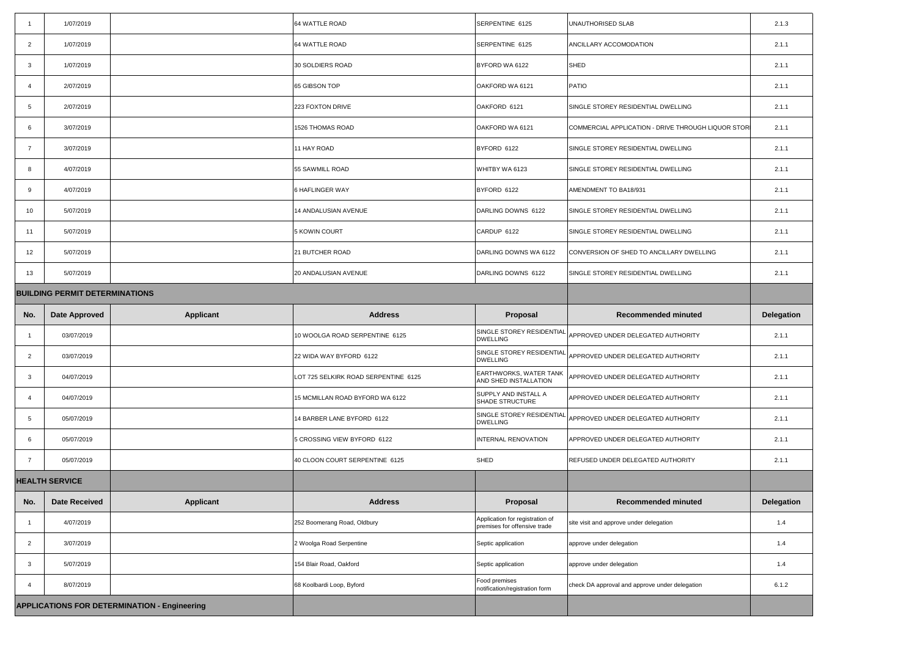| 1 | 1/07/2019 | | 64 WATTLE ROAD | SERPENTINE 6125 | UNAUTHORISED SLAB | 2.1.3 |
|---|---|---|---|---|---|---|
| 2 | 1/07/2019 | | 64 WATTLE ROAD | SERPENTINE 6125 | ANCILLARY ACCOMODATION | 2.1.1 |
| 3 | 1/07/2019 | | 30 SOLDIERS ROAD | BYFORD WA 6122 | SHED | 2.1.1 |
| 4 | 2/07/2019 | | 65 GIBSON TOP | OAKFORD WA 6121 | PATIO | 2.1.1 |
| 5 | 2/07/2019 | | 223 FOXTON DRIVE | OAKFORD 6121 | SINGLE STOREY RESIDENTIAL DWELLING | 2.1.1 |
| 6 | 3/07/2019 | | 1526 THOMAS ROAD | OAKFORD WA 6121 | COMMERCIAL APPLICATION - DRIVE THROUGH LIQUOR STOR | 2.1.1 |
| 7 | 3/07/2019 | | 11 HAY ROAD | BYFORD 6122 | SINGLE STOREY RESIDENTIAL DWELLING | 2.1.1 |
| 8 | 4/07/2019 | | 55 SAWMILL ROAD | WHITBY WA 6123 | SINGLE STOREY RESIDENTIAL DWELLING | 2.1.1 |
| 9 | 4/07/2019 | | 6 HAFLINGER WAY | BYFORD 6122 | AMENDMENT TO BA18/931 | 2.1.1 |
| 10 | 5/07/2019 | | 14 ANDALUSIAN AVENUE | DARLING DOWNS 6122 | SINGLE STOREY RESIDENTIAL DWELLING | 2.1.1 |
| 11 | 5/07/2019 | | 5 KOWIN COURT | CARDUP 6122 | SINGLE STOREY RESIDENTIAL DWELLING | 2.1.1 |
| 12 | 5/07/2019 | | 21 BUTCHER ROAD | DARLING DOWNS WA 6122 | CONVERSION OF SHED TO ANCILLARY DWELLING | 2.1.1 |
| 13 | 5/07/2019 | | 20 ANDALUSIAN AVENUE | DARLING DOWNS 6122 | SINGLE STOREY RESIDENTIAL DWELLING | 2.1.1 |

**BUILDING PERMIT DETERMINATIONS**

| No. | Date Approved | Applicant | Address | Proposal | Recommended minuted | Delegation |
|---|---|---|---|---|---|---|
| 1 | 03/07/2019 | | 10 WOOLGA ROAD SERPENTINE 6125 | SINGLE STOREY RESIDENTIAL DWELLING | APPROVED UNDER DELEGATED AUTHORITY | 2.1.1 |
| 2 | 03/07/2019 | | 22 WIDA WAY BYFORD 6122 | SINGLE STOREY RESIDENTIAL DWELLING | APPROVED UNDER DELEGATED AUTHORITY | 2.1.1 |
| 3 | 04/07/2019 | | LOT 725 SELKIRK ROAD SERPENTINE 6125 | EARTHWORKS, WATER TANK AND SHED INSTALLATION | APPROVED UNDER DELEGATED AUTHORITY | 2.1.1 |
| 4 | 04/07/2019 | | 15 MCMILLAN ROAD BYFORD WA 6122 | SUPPLY AND INSTALL A SHADE STRUCTURE | APPROVED UNDER DELEGATED AUTHORITY | 2.1.1 |
| 5 | 05/07/2019 | | 14 BARBER LANE BYFORD 6122 | SINGLE STOREY RESIDENTIAL DWELLING | APPROVED UNDER DELEGATED AUTHORITY | 2.1.1 |
| 6 | 05/07/2019 | | 5 CROSSING VIEW BYFORD 6122 | INTERNAL RENOVATION | APPROVED UNDER DELEGATED AUTHORITY | 2.1.1 |
| 7 | 05/07/2019 | | 40 CLOON COURT SERPENTINE 6125 | SHED | REFUSED UNDER DELEGATED AUTHORITY | 2.1.1 |

**HEALTH SERVICE**

| No. | Date Received | Applicant | Address | Proposal | Recommended minuted | Delegation |
|---|---|---|---|---|---|---|
| 1 | 4/07/2019 | | 252 Boomerang Road, Oldbury | Application for registration of premises for offensive trade | site visit and approve under delegation | 1.4 |
| 2 | 3/07/2019 | | 2 Woolga Road Serpentine | Septic application | approve under delegation | 1.4 |
| 3 | 5/07/2019 | | 154 Blair Road, Oakford | Septic application | approve under delegation | 1.4 |
| 4 | 8/07/2019 | | 68 Koolbardi Loop, Byford | Food premises notification/registration form | check DA approval and approve under delegation | 6.1.2 |

**APPLICATIONS FOR DETERMINATION - Engineering**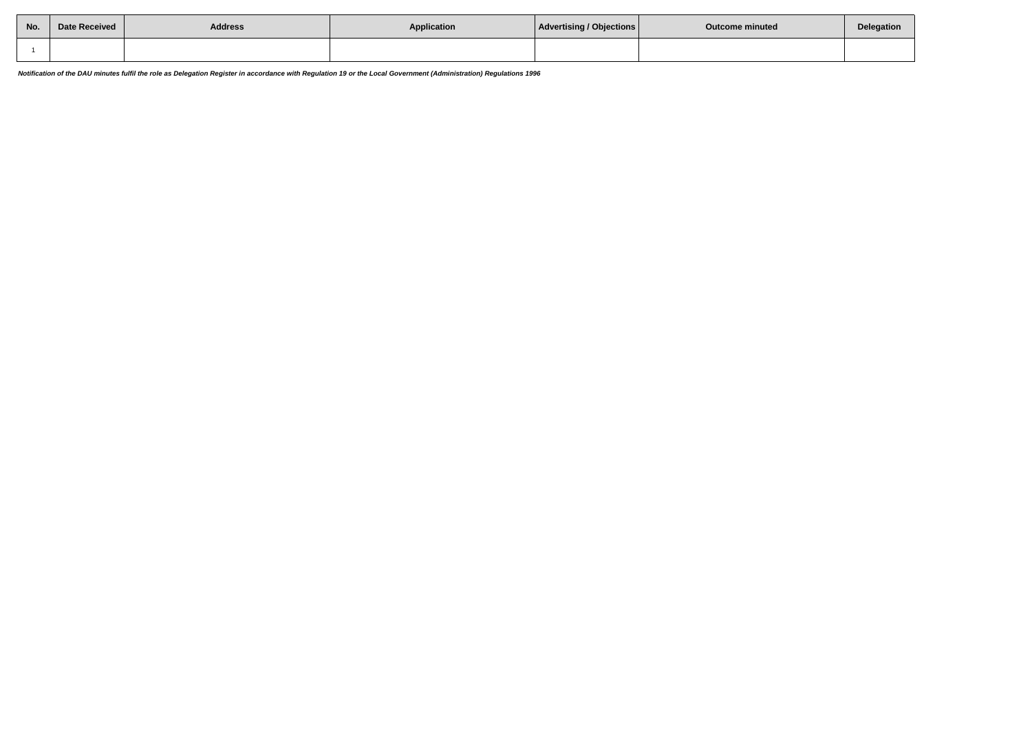| No. | Date Received | Address | Application | Advertising / Objections | Outcome minuted | Delegation |
|---|---|---|---|---|---|---|
| 1 | | | | | | |

***Notification of the DAU minutes fulfil the role as Delegation Register in accordance with Regulation 19 or the Local Government (Administration) Regulations 1996***